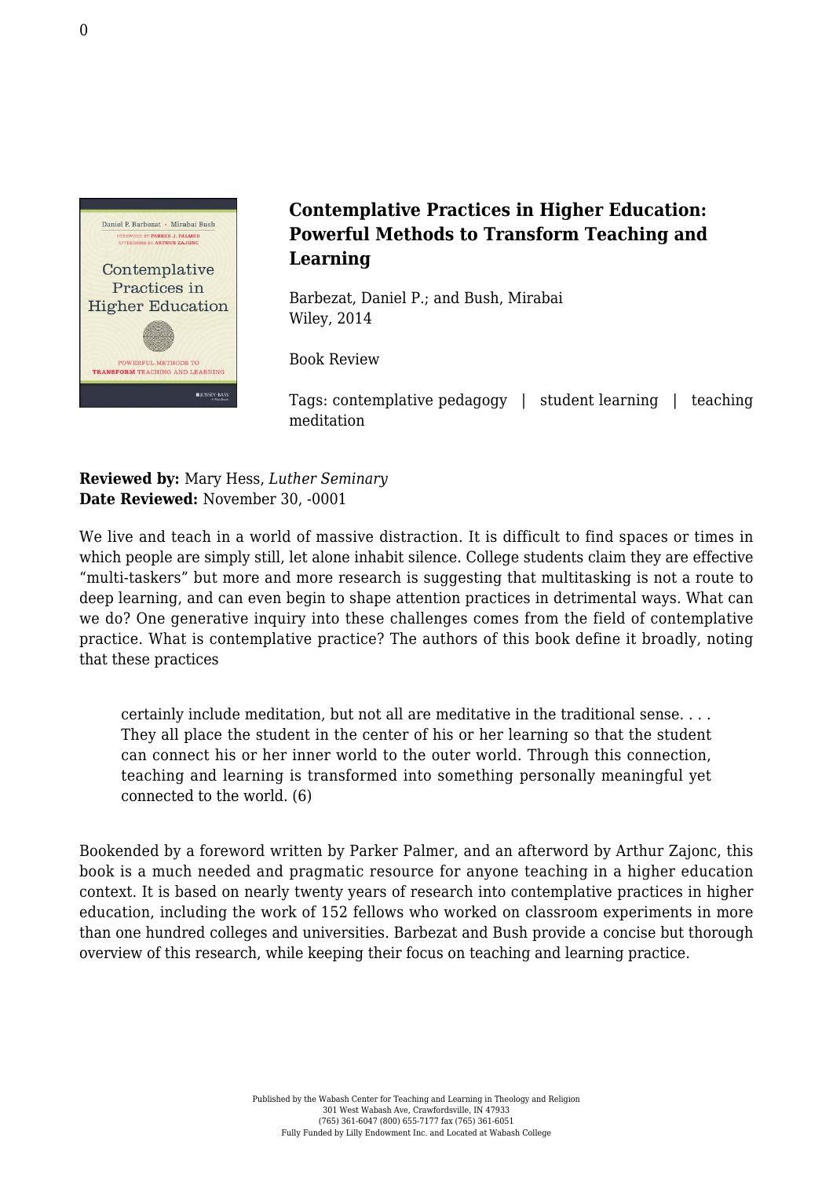# Contemplative Practices in Higher Education: Powerful Methods to Transform Teaching and Learning

Barbezat, Daniel P.; and Bush, Mirabai
Wiley, 2014

Book Review

Tags: contemplative pedagogy | student learning | teaching meditation

**Reviewed by:** Mary Hess, *Luther Seminary*
**Date Reviewed:** November 30, -0001

We live and teach in a world of massive distraction. It is difficult to find spaces or times in which people are simply still, let alone inhabit silence. College students claim they are effective "multi-taskers" but more and more research is suggesting that multitasking is not a route to deep learning, and can even begin to shape attention practices in detrimental ways. What can we do? One generative inquiry into these challenges comes from the field of contemplative practice. What is contemplative practice? The authors of this book define it broadly, noting that these practices

> certainly include meditation, but not all are meditative in the traditional sense. . . . They all place the student in the center of his or her learning so that the student can connect his or her inner world to the outer world. Through this connection, teaching and learning is transformed into something personally meaningful yet connected to the world. (6)

Bookended by a foreword written by Parker Palmer, and an afterword by Arthur Zajonc, this book is a much needed and pragmatic resource for anyone teaching in a higher education context. It is based on nearly twenty years of research into contemplative practices in higher education, including the work of 152 fellows who worked on classroom experiments in more than one hundred colleges and universities. Barbezat and Bush provide a concise but thorough overview of this research, while keeping their focus on teaching and learning practice.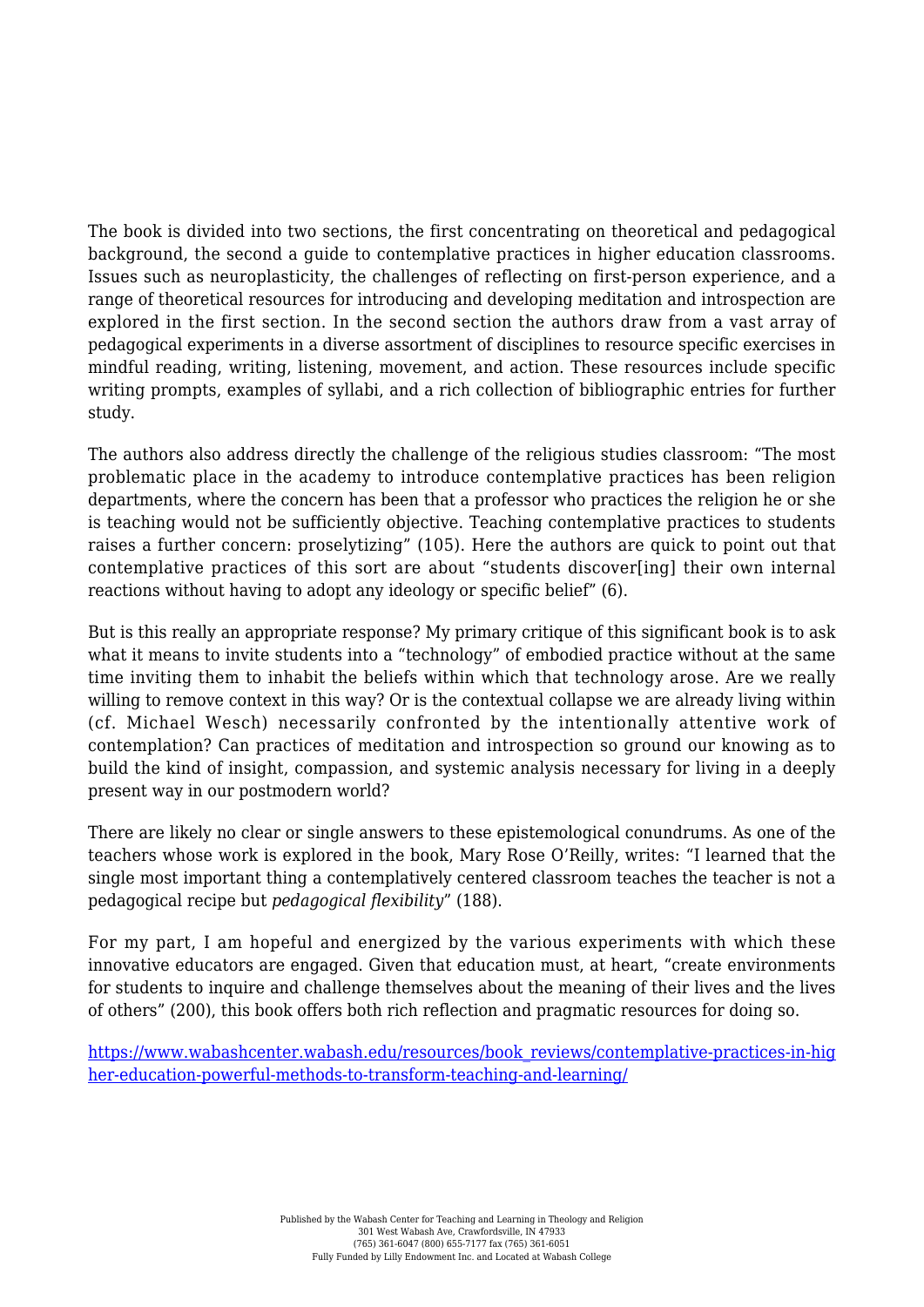The book is divided into two sections, the first concentrating on theoretical and pedagogical background, the second a guide to contemplative practices in higher education classrooms. Issues such as neuroplasticity, the challenges of reflecting on first-person experience, and a range of theoretical resources for introducing and developing meditation and introspection are explored in the first section. In the second section the authors draw from a vast array of pedagogical experiments in a diverse assortment of disciplines to resource specific exercises in mindful reading, writing, listening, movement, and action. These resources include specific writing prompts, examples of syllabi, and a rich collection of bibliographic entries for further study.

The authors also address directly the challenge of the religious studies classroom: "The most problematic place in the academy to introduce contemplative practices has been religion departments, where the concern has been that a professor who practices the religion he or she is teaching would not be sufficiently objective. Teaching contemplative practices to students raises a further concern: proselytizing" (105). Here the authors are quick to point out that contemplative practices of this sort are about "students discover[ing] their own internal reactions without having to adopt any ideology or specific belief" (6).

But is this really an appropriate response? My primary critique of this significant book is to ask what it means to invite students into a "technology" of embodied practice without at the same time inviting them to inhabit the beliefs within which that technology arose. Are we really willing to remove context in this way? Or is the contextual collapse we are already living within (cf. Michael Wesch) necessarily confronted by the intentionally attentive work of contemplation? Can practices of meditation and introspection so ground our knowing as to build the kind of insight, compassion, and systemic analysis necessary for living in a deeply present way in our postmodern world?

There are likely no clear or single answers to these epistemological conundrums. As one of the teachers whose work is explored in the book, Mary Rose O'Reilly, writes: "I learned that the single most important thing a contemplatively centered classroom teaches the teacher is not a pedagogical recipe but *pedagogical flexibility*" (188).

For my part, I am hopeful and energized by the various experiments with which these innovative educators are engaged. Given that education must, at heart, "create environments for students to inquire and challenge themselves about the meaning of their lives and the lives of others" (200), this book offers both rich reflection and pragmatic resources for doing so.

[https://www.wabashcenter.wabash.edu/resources/book_reviews/contemplative-practices-in-higher-education-powerful-methods-to-transform-teaching-and-learning/](https://www.wabashcenter.wabash.edu/resources/book_reviews/contemplative-practices-in-higher-education-powerful-methods-to-transform-teaching-and-learning/)

Published by the Wabash Center for Teaching and Learning in Theology and Religion
301 West Wabash Ave, Crawfordsville, IN 47933
(765) 361-6047 (800) 655-7177 fax (765) 361-6051
Fully Funded by Lilly Endowment Inc. and Located at Wabash College